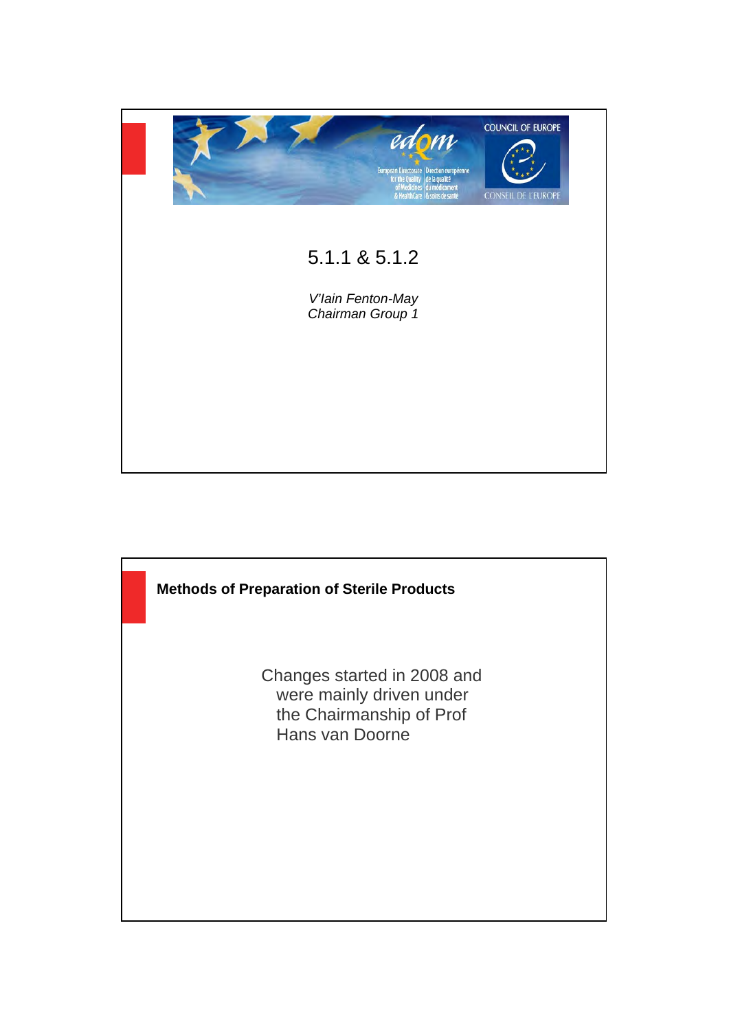# 5.1.1 & 5.1.2

*V'Iain Fenton-May*
*Chairman Group 1*

## Methods of Preparation of Sterile Products

Changes started in 2008 and were mainly driven under the Chairmanship of Prof Hans van Doorne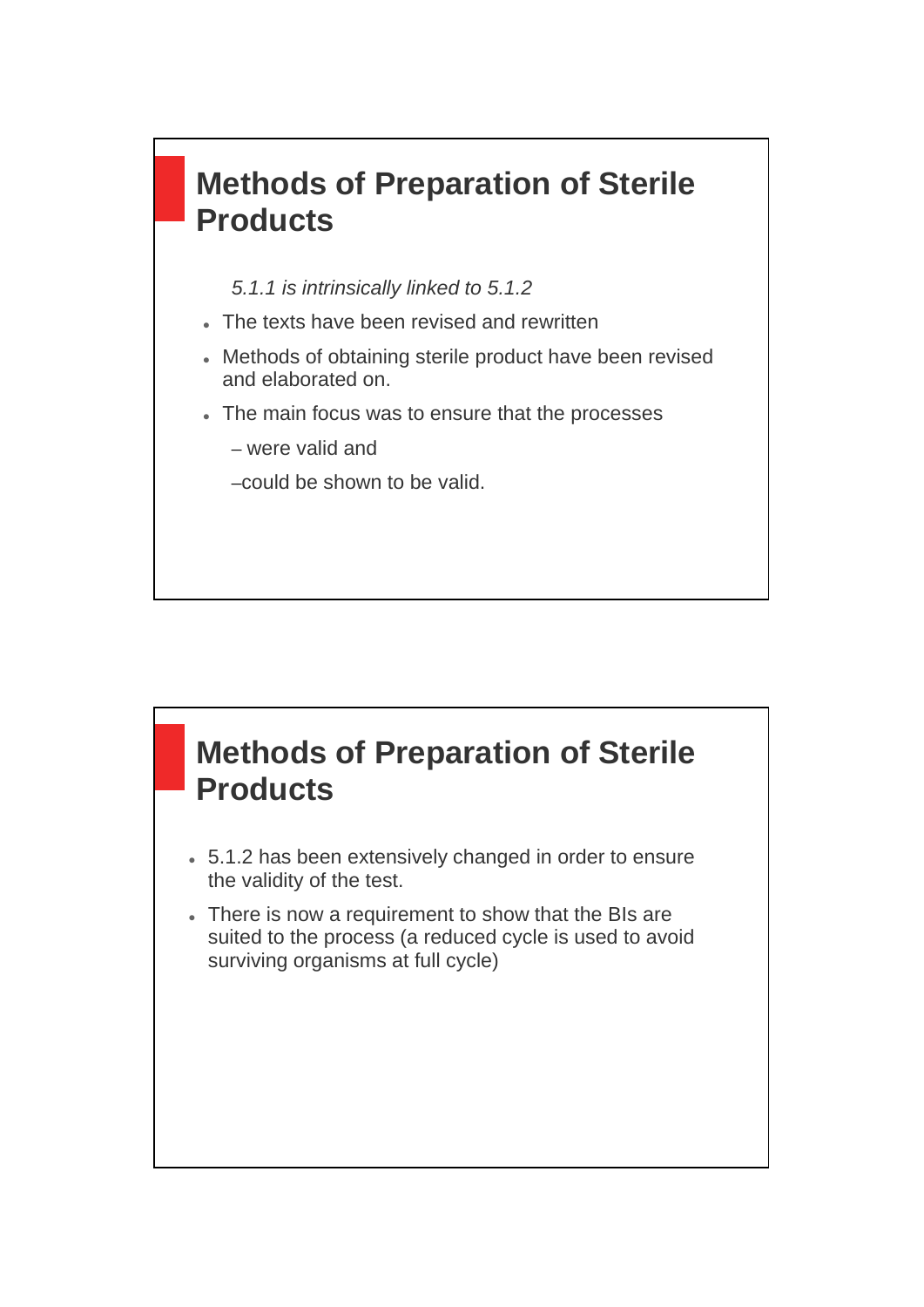## Methods of Preparation of Sterile Products

*5.1.1 is intrinsically linked to 5.1.2*

- The texts have been revised and rewritten
- Methods of obtaining sterile product have been revised and elaborated on.
- The main focus was to ensure that the processes
  - were valid and
  - could be shown to be valid.

## Methods of Preparation of Sterile Products

- 5.1.2 has been extensively changed in order to ensure the validity of the test.
- There is now a requirement to show that the BIs are suited to the process (a reduced cycle is used to avoid surviving organisms at full cycle)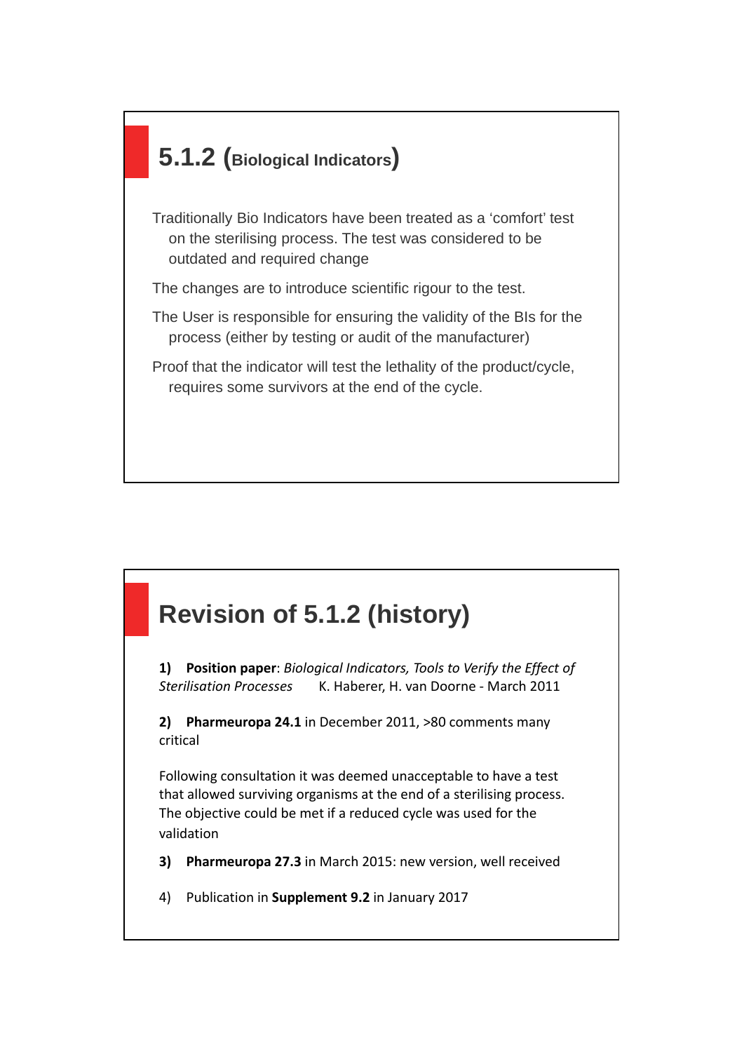## 5.1.2 (Biological Indicators)

Traditionally Bio Indicators have been treated as a 'comfort' test on the sterilising process. The test was considered to be outdated and required change

The changes are to introduce scientific rigour to the test.

The User is responsible for ensuring the validity of the BIs for the process (either by testing or audit of the manufacturer)

Proof that the indicator will test the lethality of the product/cycle, requires some survivors at the end of the cycle.

## Revision of 5.1.2 (history)

1) **Position paper**: *Biological Indicators, Tools to Verify the Effect of Sterilisation Processes* K. Haberer, H. van Doorne - March 2011

2) **Pharmeuropa 24.1** in December 2011, >80 comments many critical

Following consultation it was deemed unacceptable to have a test that allowed surviving organisms at the end of a sterilising process. The objective could be met if a reduced cycle was used for the validation

3) **Pharmeuropa 27.3** in March 2015: new version, well received

4) Publication in **Supplement 9.2** in January 2017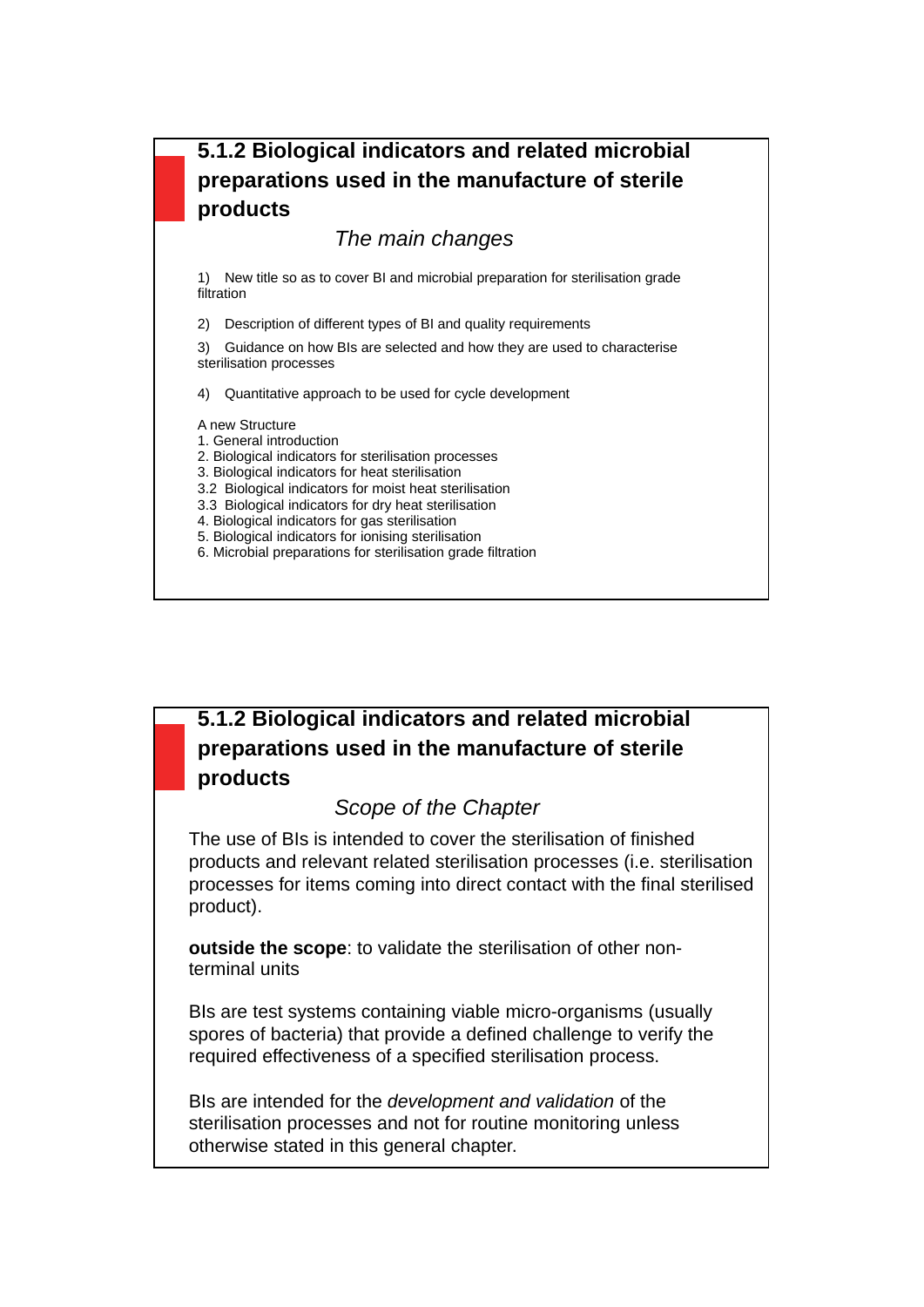## 5.1.2 Biological indicators and related microbial preparations used in the manufacture of sterile products

*The main changes*

1) New title so as to cover BI and microbial preparation for sterilisation grade filtration

2) Description of different types of BI and quality requirements

3) Guidance on how BIs are selected and how they are used to characterise sterilisation processes

4) Quantitative approach to be used for cycle development

A new Structure
1. General introduction
2. Biological indicators for sterilisation processes
3. Biological indicators for heat sterilisation
3.2 Biological indicators for moist heat sterilisation
3.3 Biological indicators for dry heat sterilisation
4. Biological indicators for gas sterilisation
5. Biological indicators for ionising sterilisation
6. Microbial preparations for sterilisation grade filtration

## 5.1.2 Biological indicators and related microbial preparations used in the manufacture of sterile products

*Scope of the Chapter*

The use of BIs is intended to cover the sterilisation of finished products and relevant related sterilisation processes (i.e. sterilisation processes for items coming into direct contact with the final sterilised product).

**outside the scope**: to validate the sterilisation of other non-terminal units

BIs are test systems containing viable micro-organisms (usually spores of bacteria) that provide a defined challenge to verify the required effectiveness of a specified sterilisation process.

BIs are intended for the *development and validation* of the sterilisation processes and not for routine monitoring unless otherwise stated in this general chapter.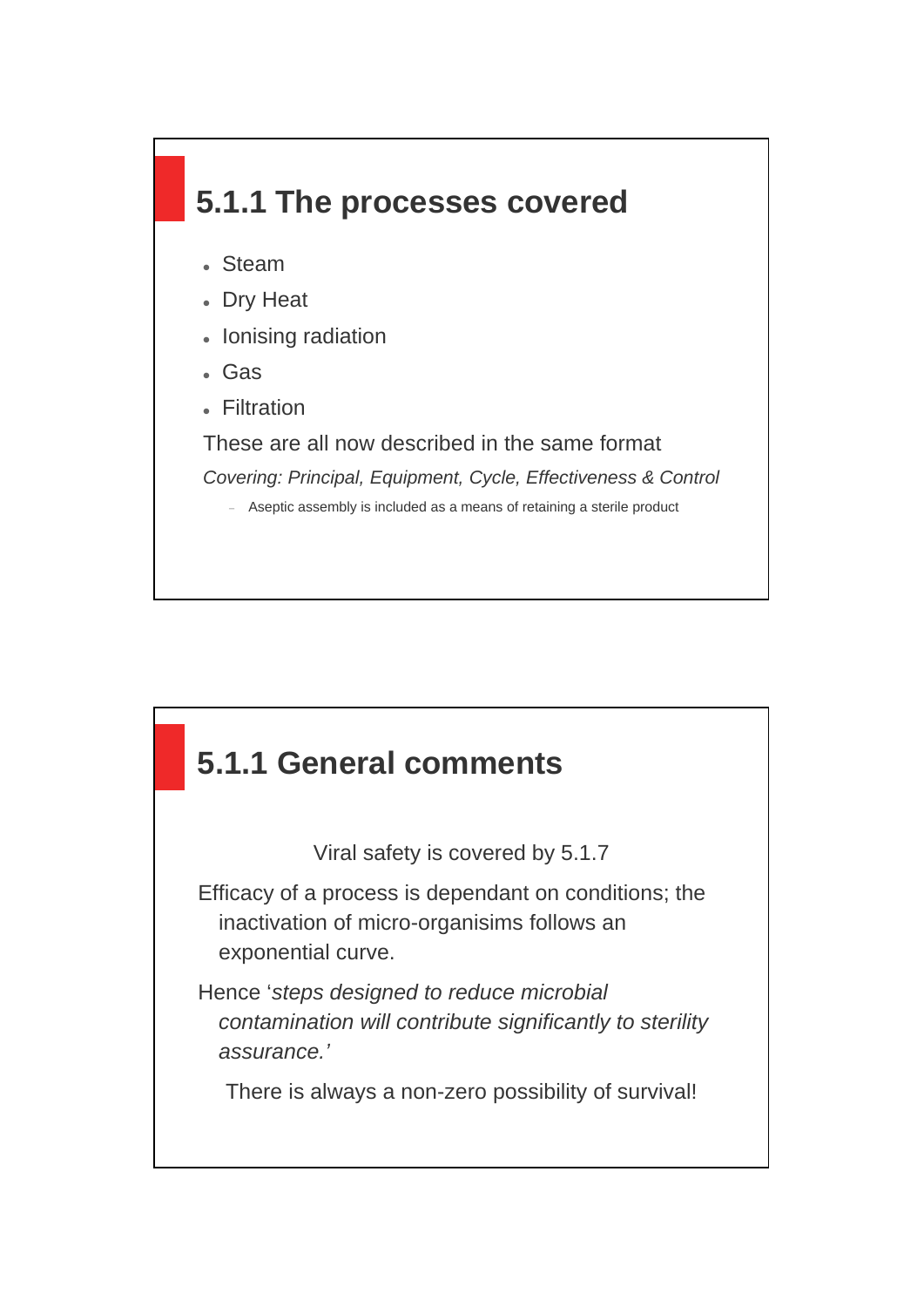## 5.1.1 The processes covered

- Steam
- Dry Heat
- Ionising radiation
- Gas
- Filtration

These are all now described in the same format

*Covering: Principal, Equipment, Cycle, Effectiveness & Control*

- Aseptic assembly is included as a means of retaining a sterile product

## 5.1.1 General comments

Viral safety is covered by 5.1.7

Efficacy of a process is dependant on conditions; the inactivation of micro-organisims follows an exponential curve.

Hence '*steps designed to reduce microbial contamination will contribute significantly to sterility assurance.'*

There is always a non-zero possibility of survival!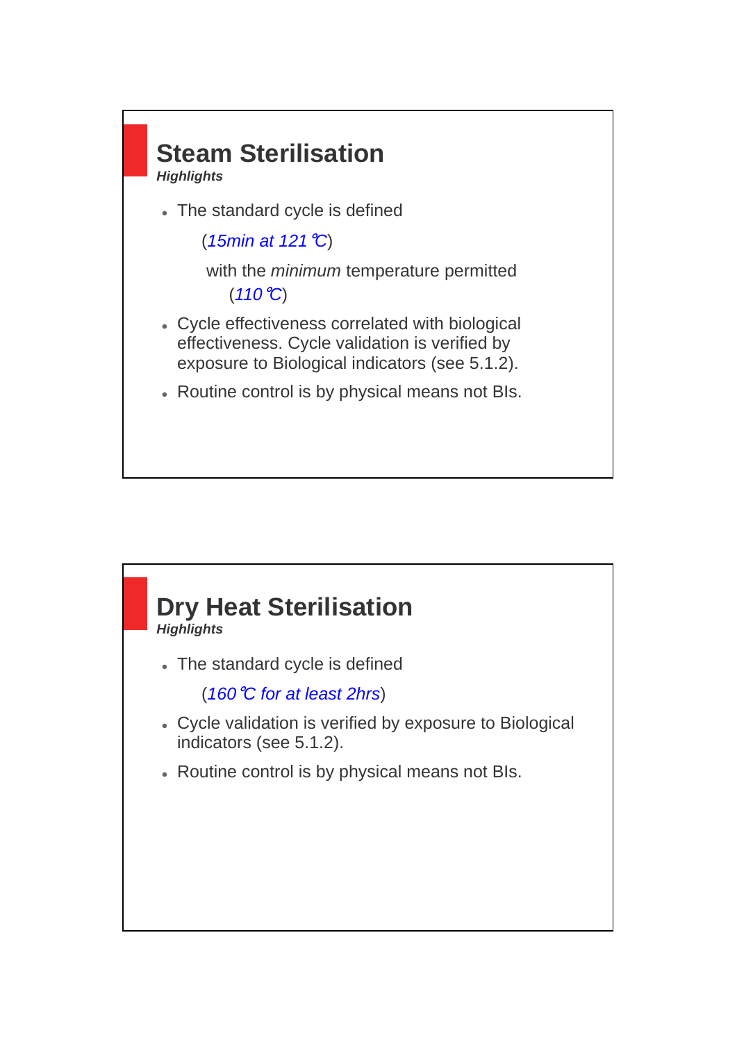## Steam Sterilisation

***Highlights***

- The standard cycle is defined

  (*15min at 121 ℃*)

  with the *minimum* temperature permitted

  (*110 ℃*)

- Cycle effectiveness correlated with biological effectiveness. Cycle validation is verified by exposure to Biological indicators (see 5.1.2).
- Routine control is by physical means not BIs.

## Dry Heat Sterilisation

***Highlights***

- The standard cycle is defined

  (*160 ℃ for at least 2hrs*)

- Cycle validation is verified by exposure to Biological indicators (see 5.1.2).
- Routine control is by physical means not BIs.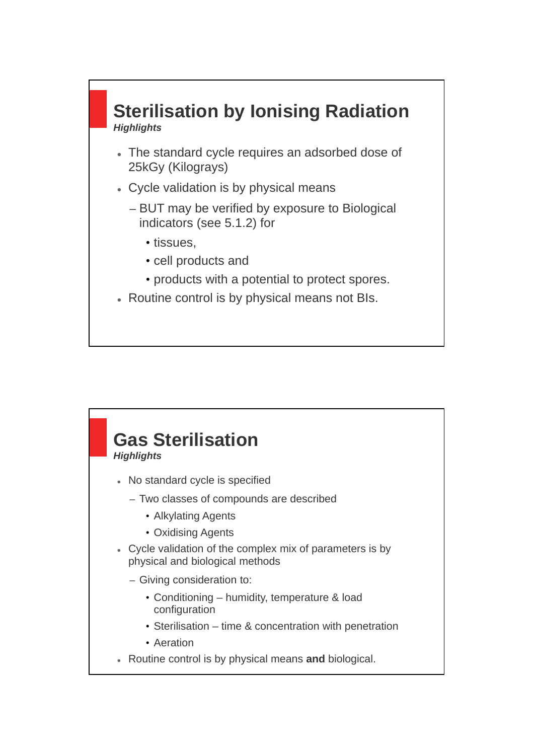## Sterilisation by Ionising Radiation

***Highlights***

- The standard cycle requires an adsorbed dose of 25kGy (Kilograys)
- Cycle validation is by physical means
  - BUT may be verified by exposure to Biological indicators (see 5.1.2) for
    - tissues,
    - cell products and
    - products with a potential to protect spores.
- Routine control is by physical means not BIs.

## Gas Sterilisation

***Highlights***

- No standard cycle is specified
  - Two classes of compounds are described
    - Alkylating Agents
    - Oxidising Agents
- Cycle validation of the complex mix of parameters is by physical and biological methods
  - Giving consideration to:
    - Conditioning – humidity, temperature & load configuration
    - Sterilisation – time & concentration with penetration
    - Aeration
- Routine control is by physical means **and** biological.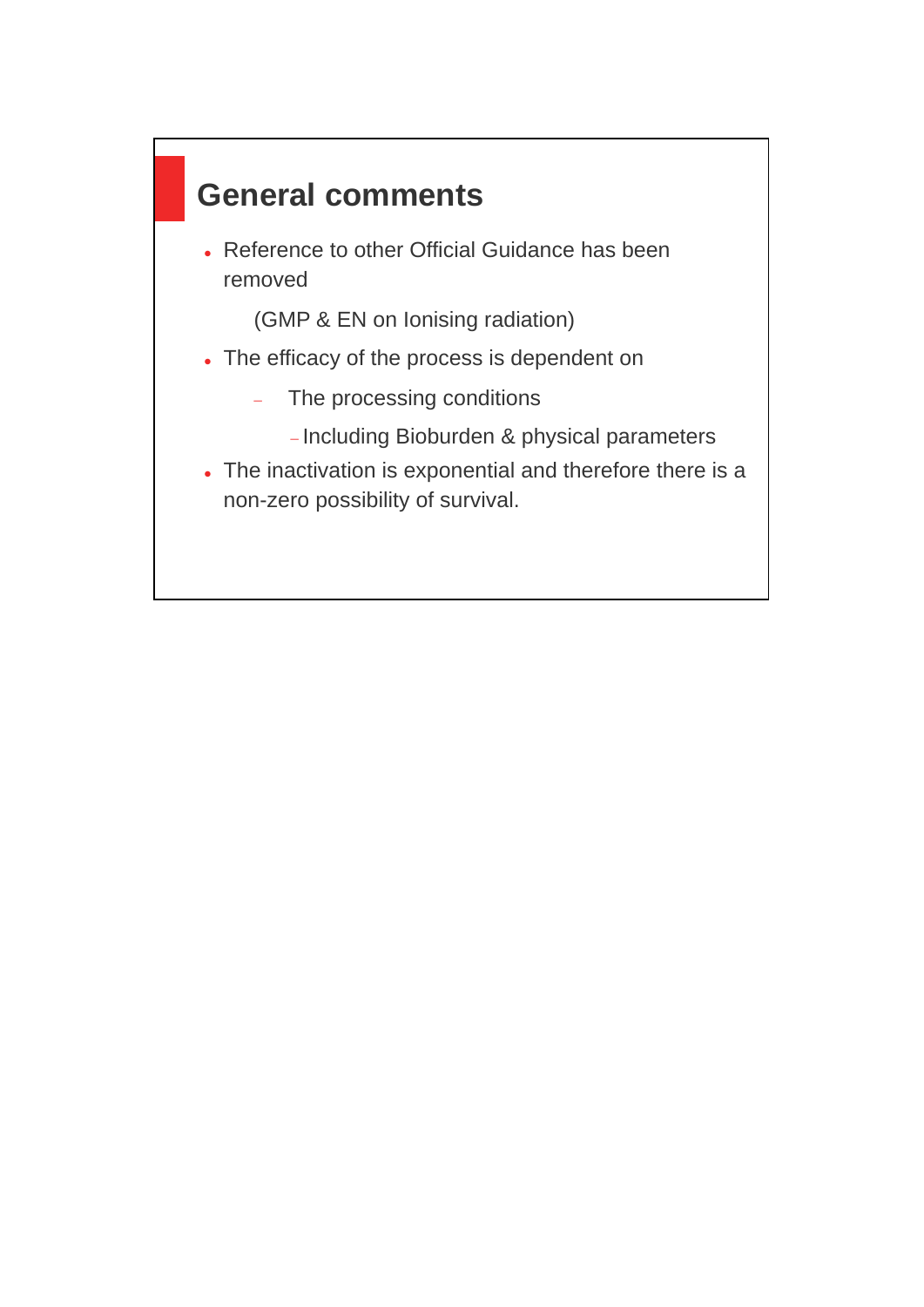## General comments

- Reference to other Official Guidance has been removed

  (GMP & EN on Ionising radiation)

- The efficacy of the process is dependent on
  - The processing conditions
    - Including Bioburden & physical parameters
- The inactivation is exponential and therefore there is a non-zero possibility of survival.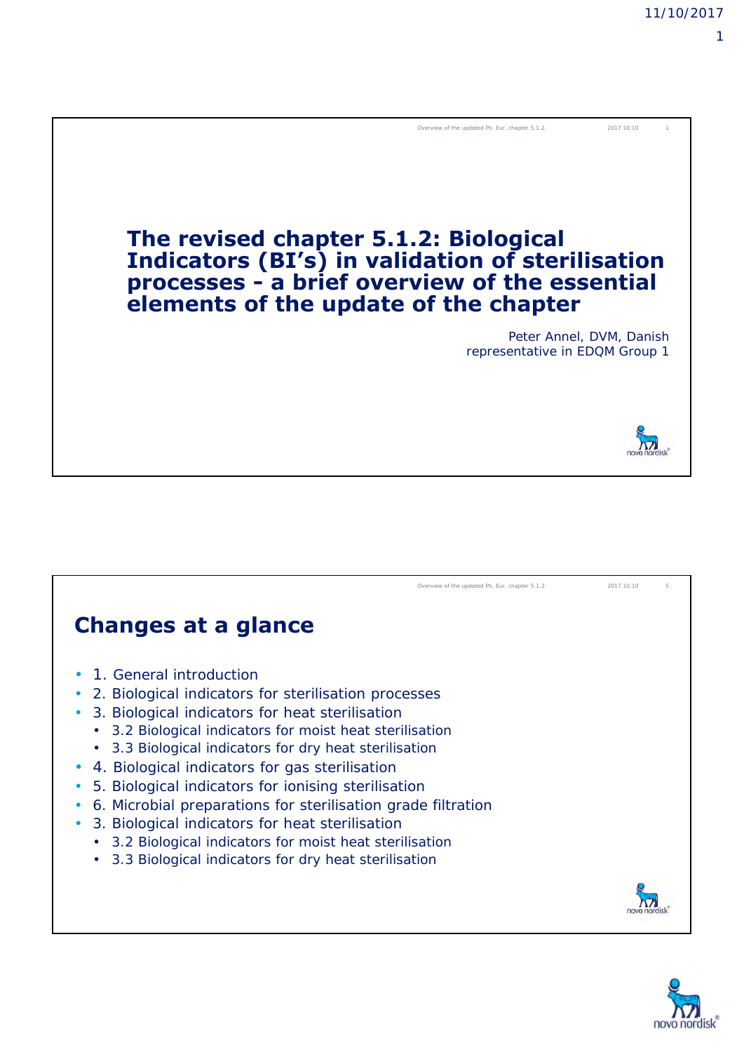# The revised chapter 5.1.2: Biological Indicators (BI's) in validation of sterilisation processes - a brief overview of the essential elements of the update of the chapter

Peter Annel, DVM, Danish representative in EDQM Group 1

## Changes at a glance

- 1. General introduction
- 2. Biological indicators for sterilisation processes
- 3. Biological indicators for heat sterilisation
  - 3.2 Biological indicators for moist heat sterilisation
  - 3.3 Biological indicators for dry heat sterilisation
- 4. Biological indicators for gas sterilisation
- 5. Biological indicators for ionising sterilisation
- 6. Microbial preparations for sterilisation grade filtration
- 3. Biological indicators for heat sterilisation
  - 3.2 Biological indicators for moist heat sterilisation
  - 3.3 Biological indicators for dry heat sterilisation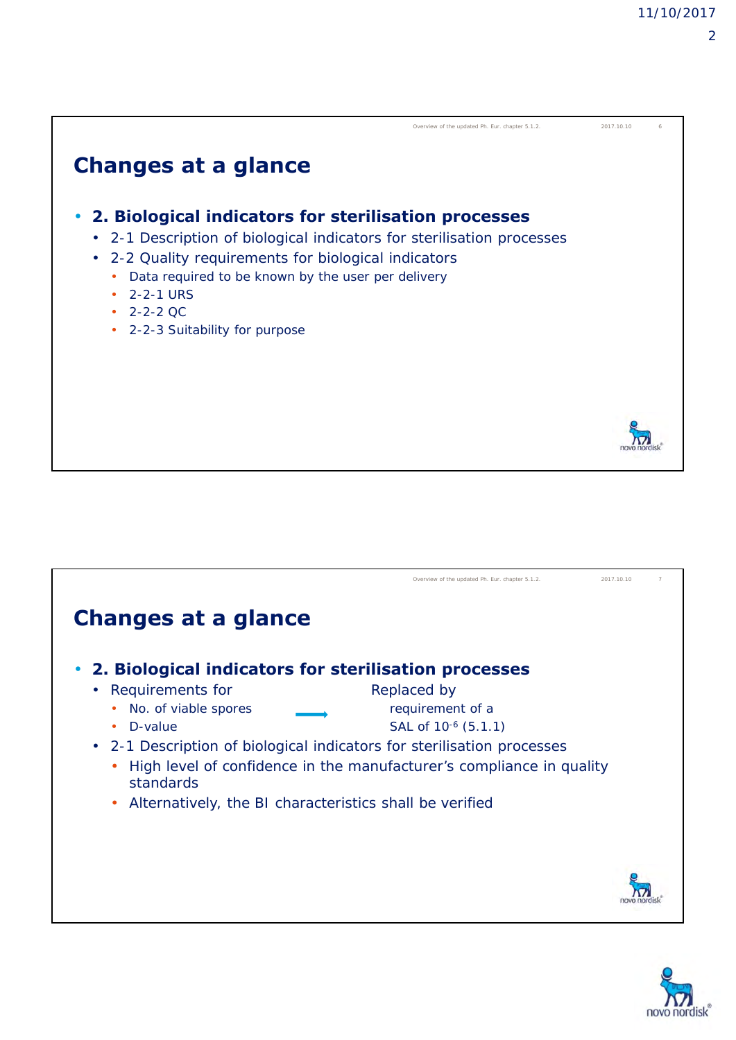## Changes at a glance

- **2. Biological indicators for sterilisation processes**
  - 2-1 Description of biological indicators for sterilisation processes
  - 2-2 Quality requirements for biological indicators
    - Data required to be known by the user per delivery
    - 2-2-1 URS
    - 2-2-2 QC
    - 2-2-3 Suitability for purpose

## Changes at a glance

- **2. Biological indicators for sterilisation processes**
  - Requirements for → Replaced by
    - No. of viable spores → requirement of a
    - D-value → SAL of $10^{-6}$ (5.1.1)
  - 2-1 Description of biological indicators for sterilisation processes
    - High level of confidence in the manufacturer's compliance in quality standards
    - Alternatively, the BI characteristics shall be verified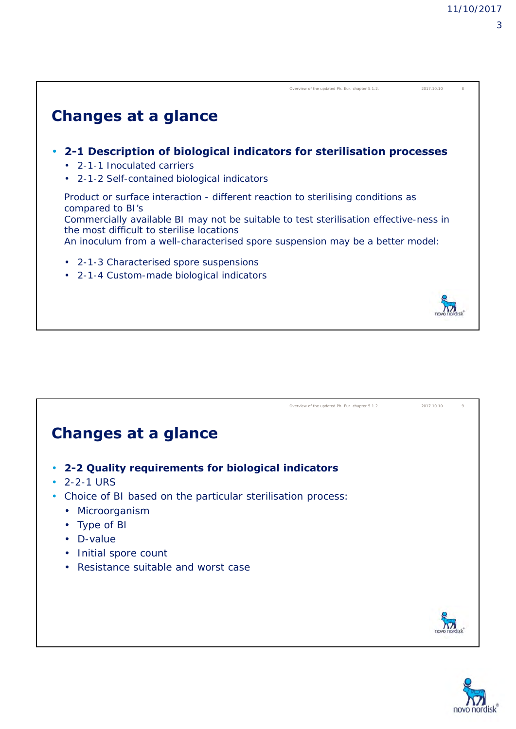## Changes at a glance

- **2-1 Description of biological indicators for sterilisation processes**
  - 2-1-1 Inoculated carriers
  - 2-1-2 Self-contained biological indicators

  Product or surface interaction - different reaction to sterilising conditions as compared to BI's
  Commercially available BI may not be suitable to test sterilisation effective-ness in the most difficult to sterilise locations
  An inoculum from a well-characterised spore suspension may be a better model:

  - 2-1-3 Characterised spore suspensions
  - 2-1-4 Custom-made biological indicators

## Changes at a glance

- **2-2 Quality requirements for biological indicators**
- 2-2-1 URS
- Choice of BI based on the particular sterilisation process:
  - Microorganism
  - Type of BI
  - D-value
  - Initial spore count
  - Resistance suitable and worst case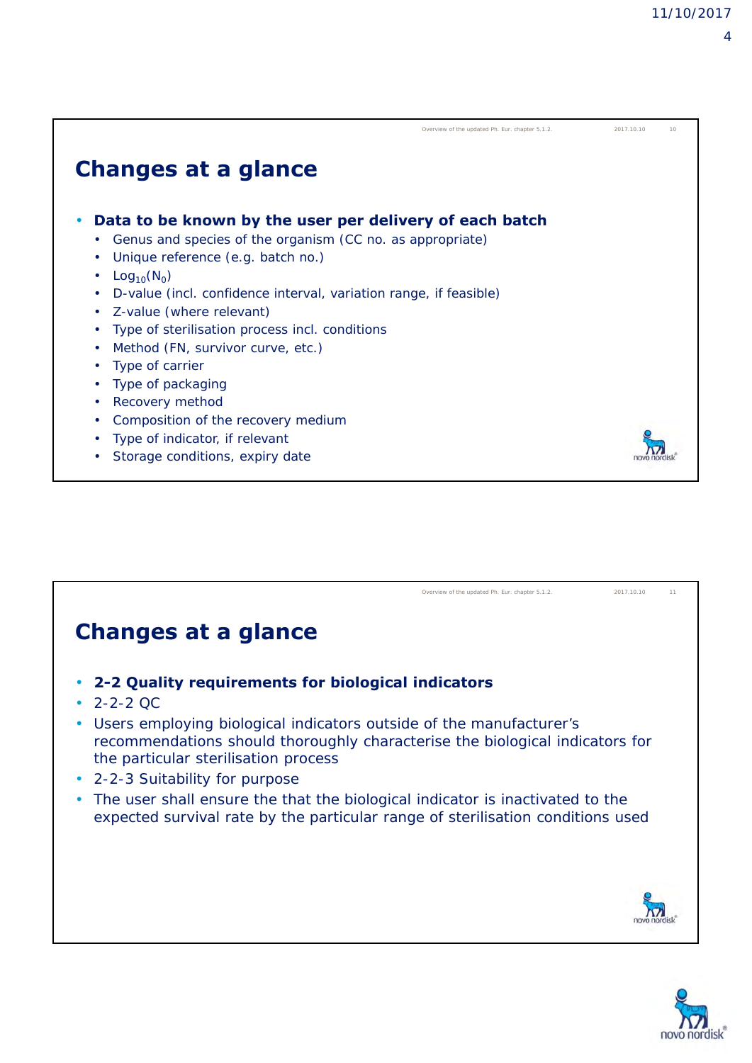## Changes at a glance

- **Data to be known by the user per delivery of each batch**
  - Genus and species of the organism (CC no. as appropriate)
  - Unique reference (e.g. batch no.)
  - $Log_{10}(N_0)$
  - D-value (incl. confidence interval, variation range, if feasible)
  - Z-value (where relevant)
  - Type of sterilisation process incl. conditions
  - Method (FN, survivor curve, etc.)
  - Type of carrier
  - Type of packaging
  - Recovery method
  - Composition of the recovery medium
  - Type of indicator, if relevant
  - Storage conditions, expiry date

## Changes at a glance

- **2-2 Quality requirements for biological indicators**
- 2-2-2 QC
- Users employing biological indicators outside of the manufacturer's recommendations should thoroughly characterise the biological indicators for the particular sterilisation process
- 2-2-3 Suitability for purpose
- The user shall ensure the that the biological indicator is inactivated to the expected survival rate by the particular range of sterilisation conditions used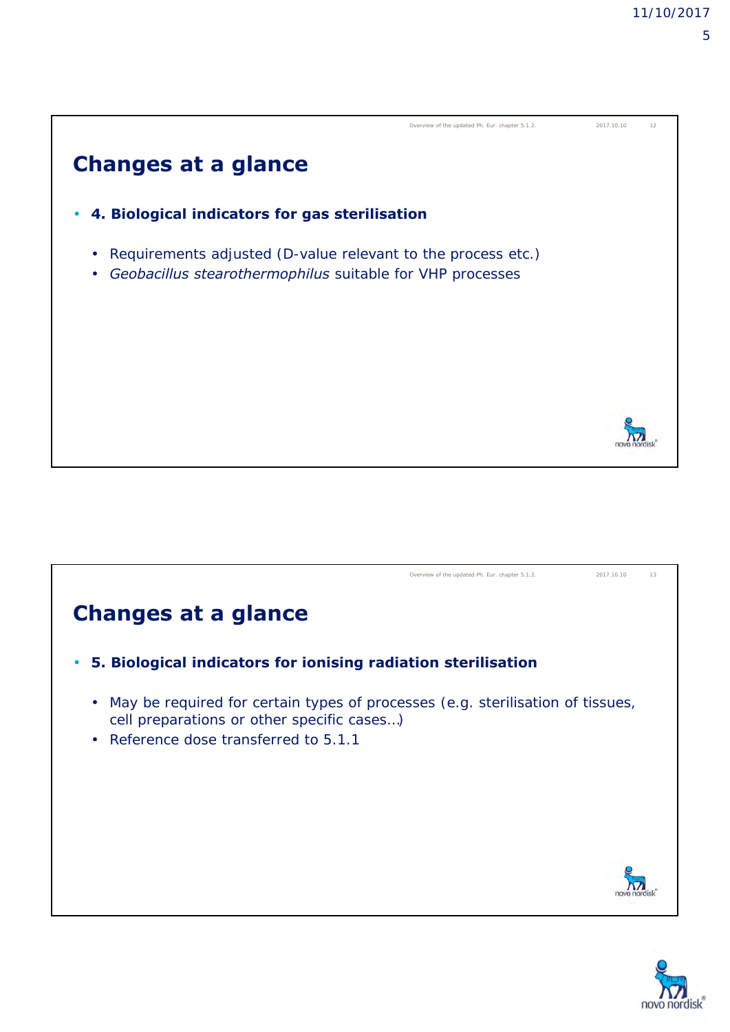## Changes at a glance

- **4. Biological indicators for gas sterilisation**
  - Requirements adjusted (D-value relevant to the process etc.)
  - *Geobacillus stearothermophilus* suitable for VHP processes

## Changes at a glance

- **5. Biological indicators for ionising radiation sterilisation**
  - May be required for certain types of processes (e.g. sterilisation of tissues, cell preparations or other specific cases…)
  - Reference dose transferred to 5.1.1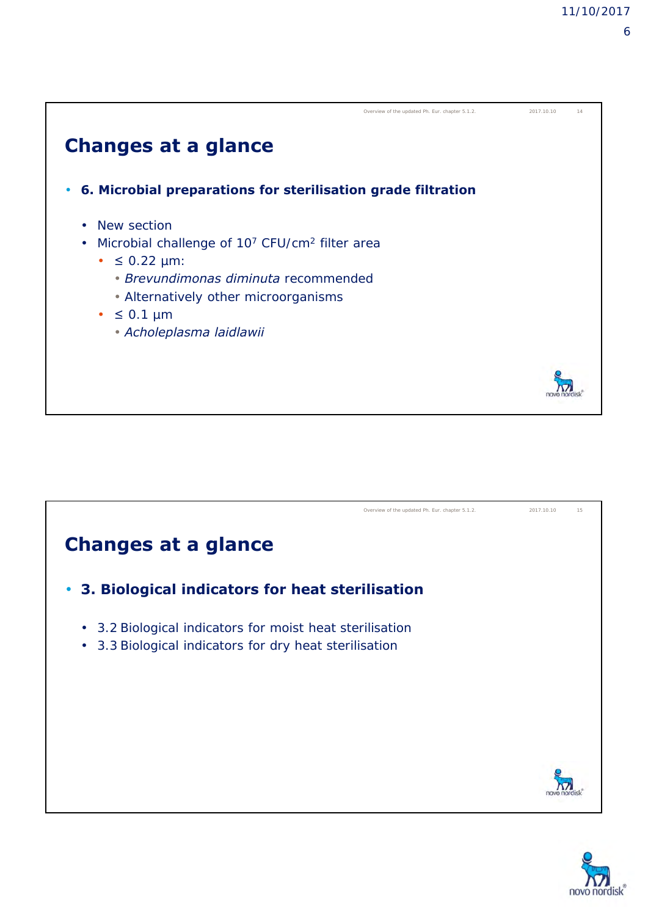## Changes at a glance

- **6. Microbial preparations for sterilisation grade filtration**
  - New section
  - Microbial challenge of $10^7$ CFU/cm$^2$ filter area
    - ≤ 0.22 µm:
      - *Brevundimonas diminuta* recommended
      - Alternatively other microorganisms
    - ≤ 0.1 µm
      - *Acholeplasma laidlawii*

## Changes at a glance

- **3. Biological indicators for heat sterilisation**
  - 3.2 Biological indicators for moist heat sterilisation
  - 3.3 Biological indicators for dry heat sterilisation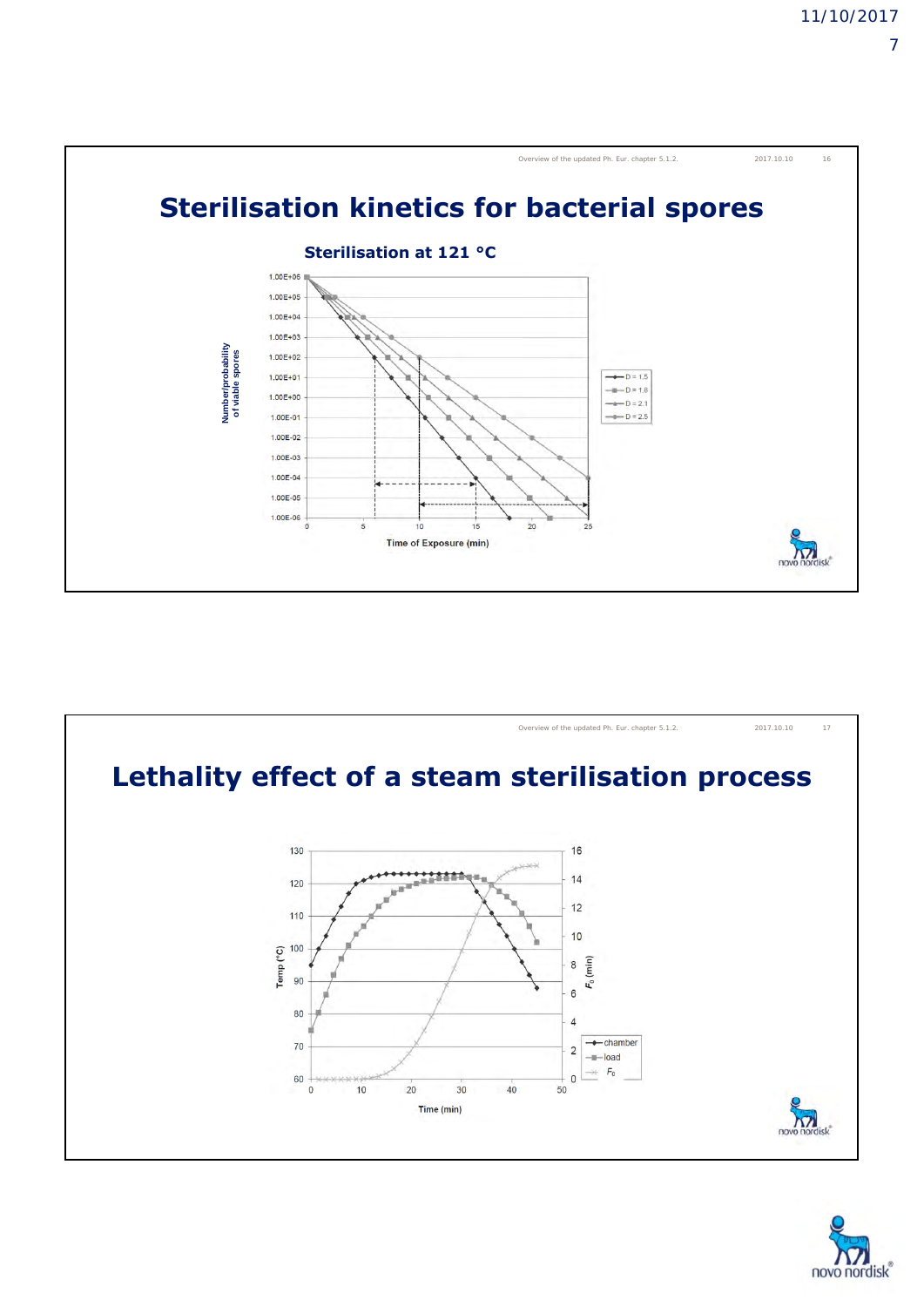# Sterilisation kinetics for bacterial spores

## Sterilisation at 121 °C

Number/probability of viable spores

1.00E+06
1.00E+05
1.00E+04
1.00E+03
1.00E+02
1.00E+01
1.00E+00
1.00E-01
1.00E-02
1.00E-03
1.00E-04
1.00E-05
1.00E-06

0 5 10 15 20 25

Time of Exposure (min)

- D = 1.5
- D = 1.8
- D = 2.1
- D = 2.5

# Lethality effect of a steam sterilisation process

Temp (°C): 60 70 80 90 100 110 120 130

$F_0$ (min): 0 2 4 6 8 10 12 14 16

Time (min): 0 10 20 30 40 50

- chamber
- load
- $F_0$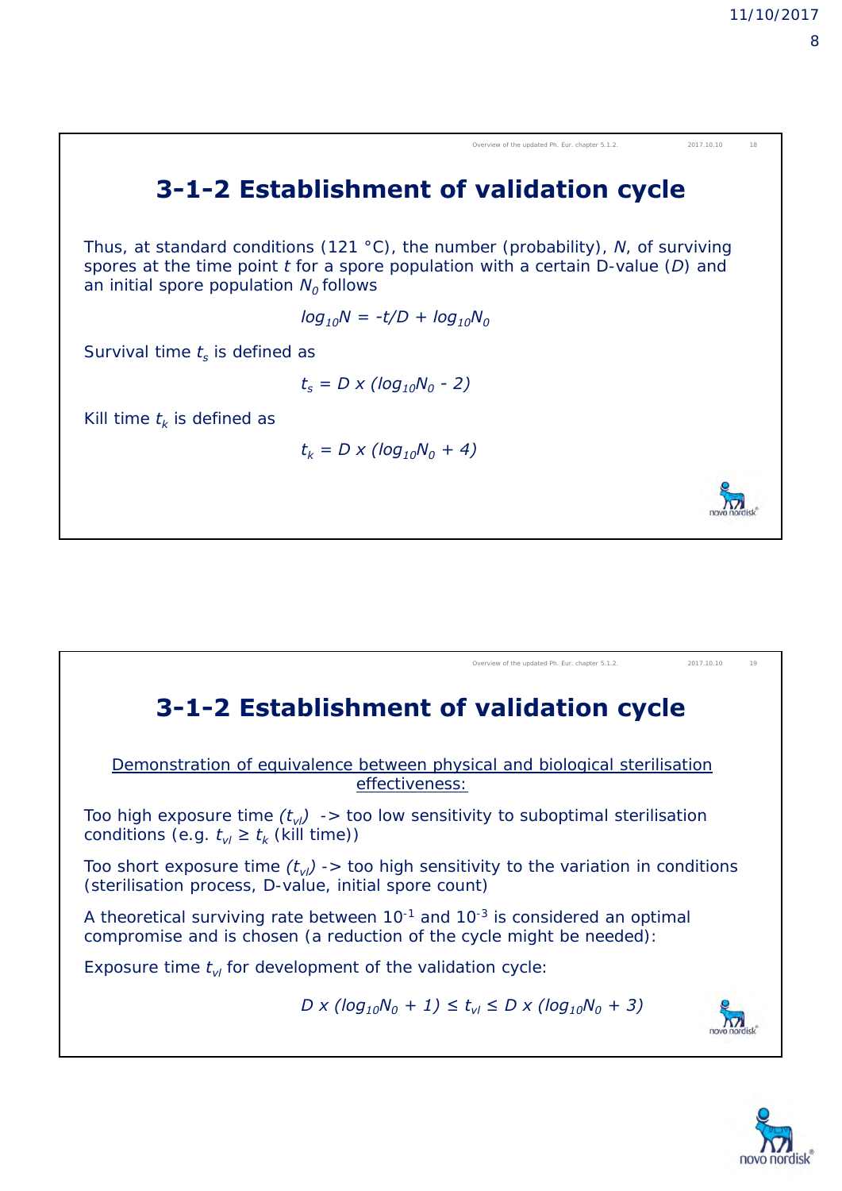## 3-1-2 Establishment of validation cycle

Thus, at standard conditions (121 °C), the number (probability), $N$, of surviving spores at the time point $t$ for a spore population with a certain D-value ($D$) and an initial spore population $N_0$ follows

$$log_{10}N = -t/D + log_{10}N_0$$

Survival time $t_s$ is defined as

$$t_s = D \times (log_{10}N_0 - 2)$$

Kill time $t_k$ is defined as

$$t_k = D \times (log_{10}N_0 + 4)$$

## 3-1-2 Establishment of validation cycle

Demonstration of equivalence between physical and biological sterilisation effectiveness:

Too high exposure time ($t_{vl}$) -> too low sensitivity to suboptimal sterilisation conditions (e.g. $t_{vl} \geq t_k$ (kill time))

Too short exposure time ($t_{vl}$) -> too high sensitivity to the variation in conditions (sterilisation process, D-value, initial spore count)

A theoretical surviving rate between $10^{-1}$ and $10^{-3}$ is considered an optimal compromise and is chosen (a reduction of the cycle might be needed):

Exposure time $t_{vl}$ for development of the validation cycle:

$$D \times (log_{10}N_0 + 1) \leq t_{vl} \leq D \times (log_{10}N_0 + 3)$$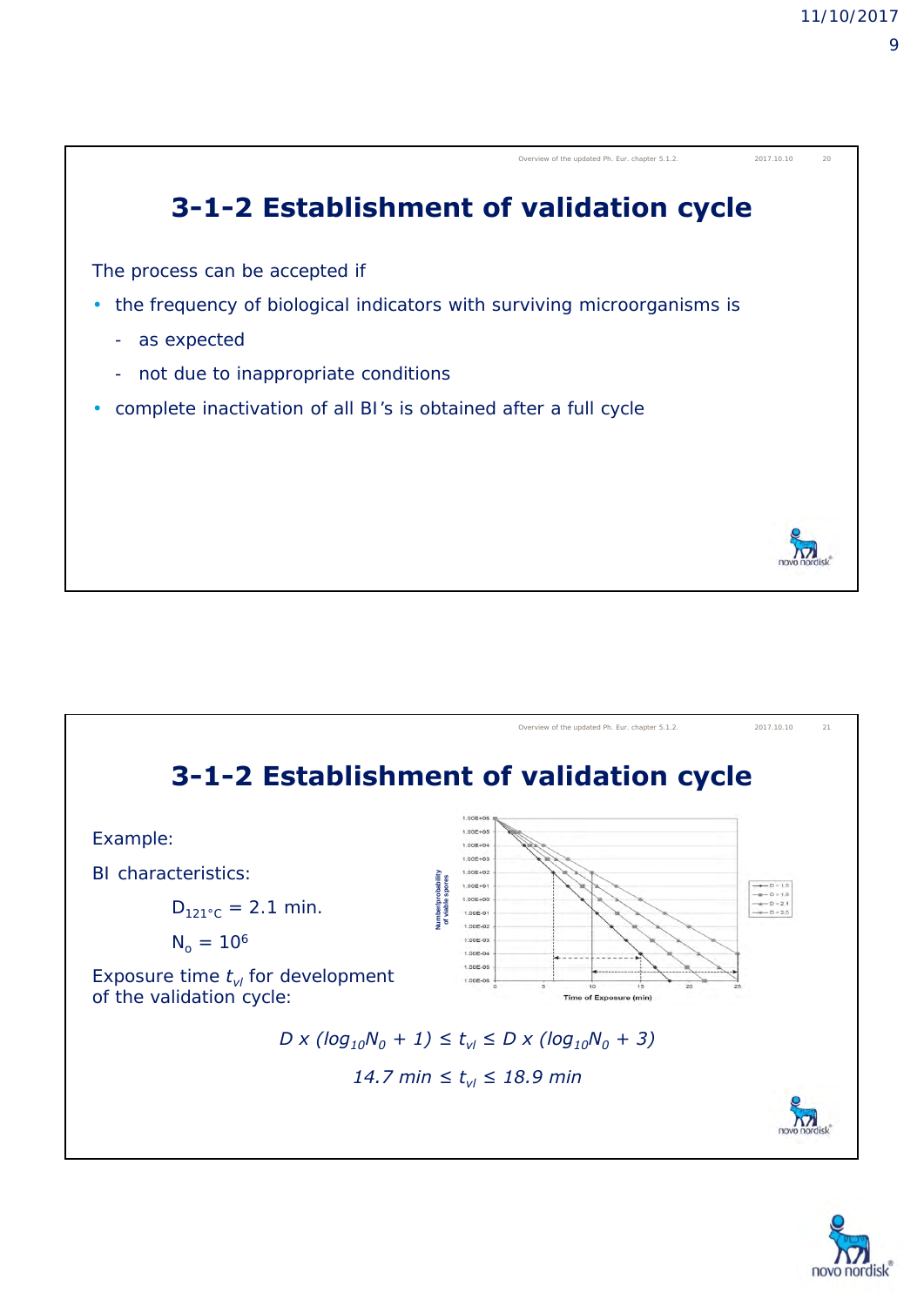# 3-1-2 Establishment of validation cycle

The process can be accepted if

- the frequency of biological indicators with surviving microorganisms is
  - as expected
  - not due to inappropriate conditions
- complete inactivation of all BI's is obtained after a full cycle

# 3-1-2 Establishment of validation cycle

Example:

BI characteristics:

$D_{121°C}$ = 2.1 min.

$N_o = 10^6$

Exposure time $t_{vl}$ for development of the validation cycle:

Number/probability of viable spores

1.00E+06
1.00E+05
1.00E+04
1.00E+03
1.00E+02
1.00E+01
1.00E+00
1.00E-01
1.00E-02
1.00E-03
1.00E-04
1.00E-05
1.00E-06

0 5 10 15 20 25

Time of Exposure (min)

D = 1.5
D = 1.8
D = 2.1
D = 2.5

$$D \times (\log_{10}N_0 + 1) \leq t_{vl} \leq D \times (\log_{10}N_0 + 3)$$

$$14.7 \text{ min} \leq t_{vl} \leq 18.9 \text{ min}$$